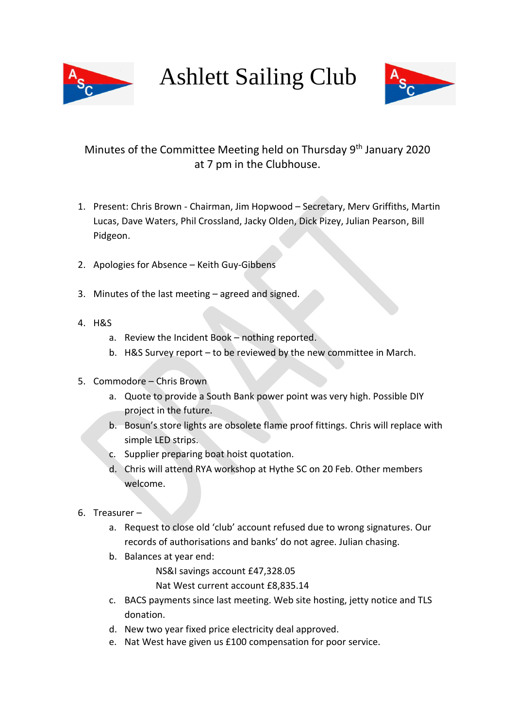# Ashlett Sailing Club

Minutes of the Committee Meeting held on Thursday 9th January 2020 at 7 pm in the Clubhouse.

1. Present: Chris Brown - Chairman, Jim Hopwood – Secretary, Merv Griffiths, Martin Lucas, Dave Waters, Phil Crossland, Jacky Olden, Dick Pizey, Julian Pearson, Bill Pidgeon.

2. Apologies for Absence – Keith Guy-Gibbens

3. Minutes of the last meeting – agreed and signed.

4. H&S
   a. Review the Incident Book – nothing reported.
   b. H&S Survey report – to be reviewed by the new committee in March.

5. Commodore – Chris Brown
   a. Quote to provide a South Bank power point was very high. Possible DIY project in the future.
   b. Bosun's store lights are obsolete flame proof fittings. Chris will replace with simple LED strips.
   c. Supplier preparing boat hoist quotation.
   d. Chris will attend RYA workshop at Hythe SC on 20 Feb. Other members welcome.

6. Treasurer –
   a. Request to close old 'club' account refused due to wrong signatures. Our records of authorisations and banks' do not agree. Julian chasing.
   b. Balances at year end:
      NS&I savings account £47,328.05
      Nat West current account £8,835.14
   c. BACS payments since last meeting. Web site hosting, jetty notice and TLS donation.
   d. New two year fixed price electricity deal approved.
   e. Nat West have given us £100 compensation for poor service.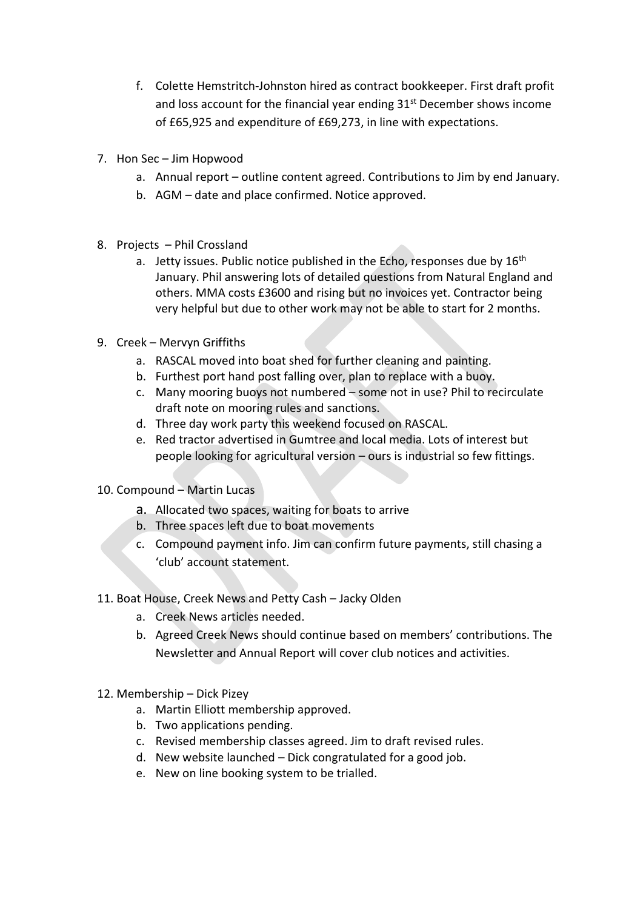f. Colette Hemstritch-Johnston hired as contract bookkeeper. First draft profit and loss account for the financial year ending 31st December shows income of £65,925 and expenditure of £69,273, in line with expectations.

7. Hon Sec – Jim Hopwood
   a. Annual report – outline content agreed. Contributions to Jim by end January.
   b. AGM – date and place confirmed. Notice approved.

8. Projects – Phil Crossland
   a. Jetty issues. Public notice published in the Echo, responses due by 16th January. Phil answering lots of detailed questions from Natural England and others. MMA costs £3600 and rising but no invoices yet. Contractor being very helpful but due to other work may not be able to start for 2 months.

9. Creek – Mervyn Griffiths
   a. RASCAL moved into boat shed for further cleaning and painting.
   b. Furthest port hand post falling over, plan to replace with a buoy.
   c. Many mooring buoys not numbered – some not in use? Phil to recirculate draft note on mooring rules and sanctions.
   d. Three day work party this weekend focused on RASCAL.
   e. Red tractor advertised in Gumtree and local media. Lots of interest but people looking for agricultural version – ours is industrial so few fittings.

10. Compound – Martin Lucas
    a. Allocated two spaces, waiting for boats to arrive
    b. Three spaces left due to boat movements
    c. Compound payment info. Jim can confirm future payments, still chasing a 'club' account statement.

11. Boat House, Creek News and Petty Cash – Jacky Olden
    a. Creek News articles needed.
    b. Agreed Creek News should continue based on members' contributions. The Newsletter and Annual Report will cover club notices and activities.

12. Membership – Dick Pizey
    a. Martin Elliott membership approved.
    b. Two applications pending.
    c. Revised membership classes agreed. Jim to draft revised rules.
    d. New website launched – Dick congratulated for a good job.
    e. New on line booking system to be trialled.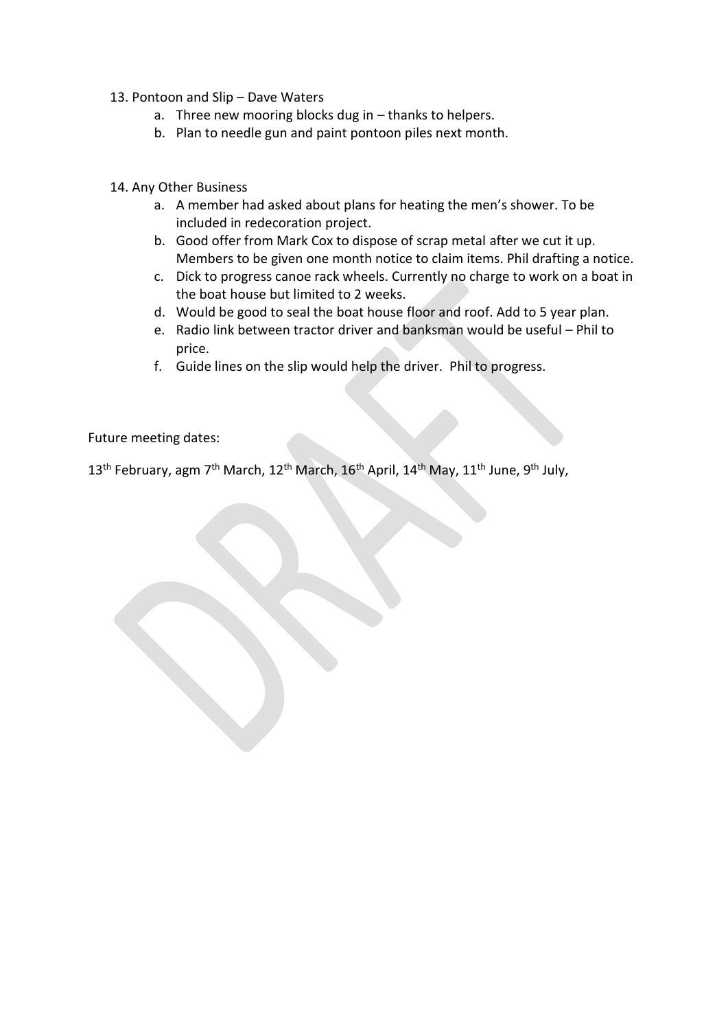13. Pontoon and Slip – Dave Waters
    a. Three new mooring blocks dug in – thanks to helpers.
    b. Plan to needle gun and paint pontoon piles next month.

14. Any Other Business
    a. A member had asked about plans for heating the men's shower. To be included in redecoration project.
    b. Good offer from Mark Cox to dispose of scrap metal after we cut it up. Members to be given one month notice to claim items. Phil drafting a notice.
    c. Dick to progress canoe rack wheels. Currently no charge to work on a boat in the boat house but limited to 2 weeks.
    d. Would be good to seal the boat house floor and roof. Add to 5 year plan.
    e. Radio link between tractor driver and banksman would be useful – Phil to price.
    f. Guide lines on the slip would help the driver. Phil to progress.

Future meeting dates:

13th February, agm 7th March, 12th March, 16th April, 14th May, 11th June, 9th July,